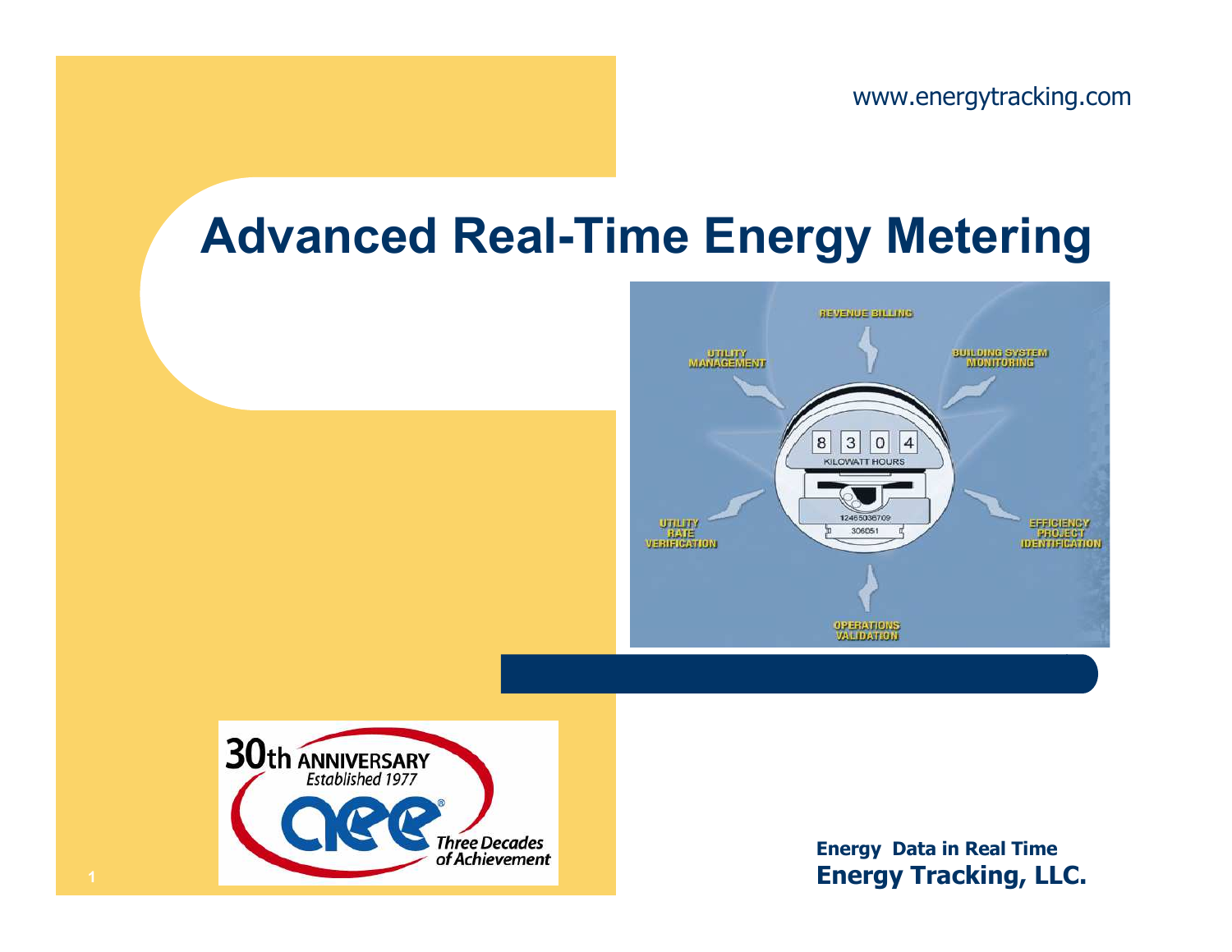www.energytracking.com

# Advanced Real-Time Energy Metering

**Energy Data in Real Time**
**Energy Tracking, LLC.**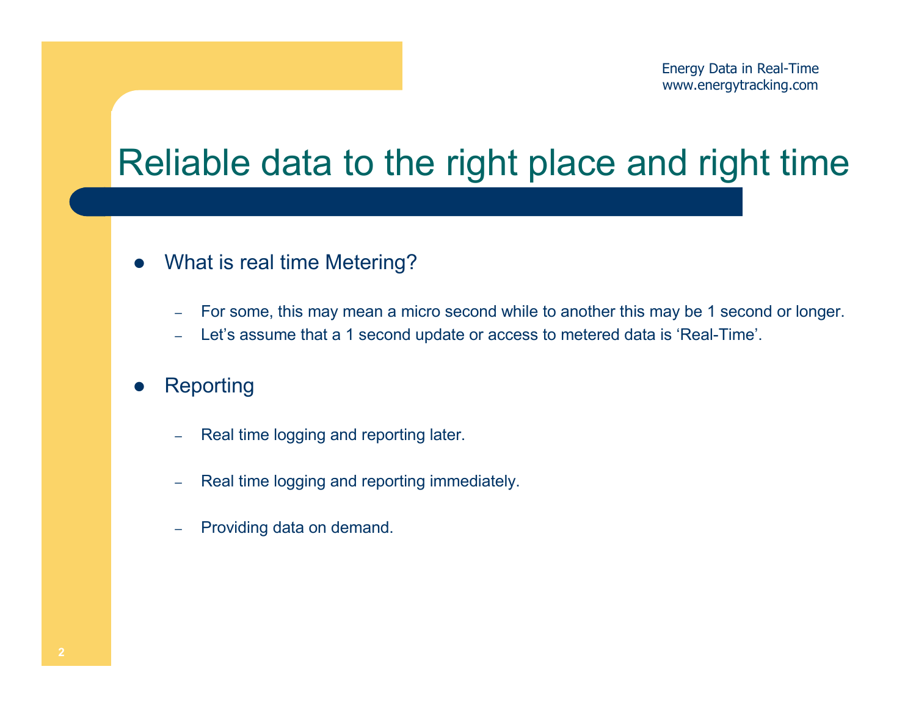# Reliable data to the right place and right time

- What is real time Metering?
  - For some, this may mean a micro second while to another this may be 1 second or longer.
  - Let’s assume that a 1 second update or access to metered data is ‘Real-Time’.
- Reporting
  - Real time logging and reporting later.
  - Real time logging and reporting immediately.
  - Providing data on demand.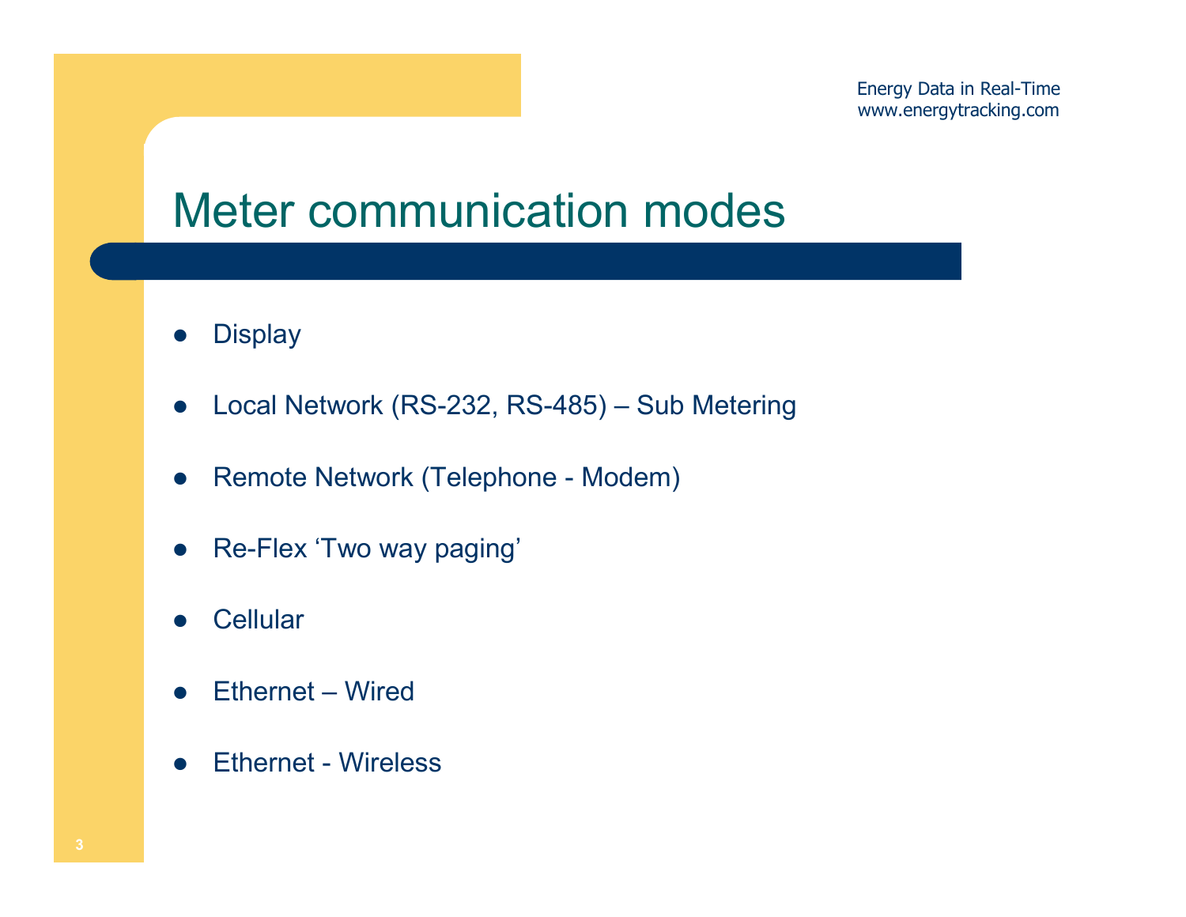# Meter communication modes

- Display
- Local Network (RS-232, RS-485) – Sub Metering
- Remote Network (Telephone - Modem)
- Re-Flex 'Two way paging'
- Cellular
- Ethernet – Wired
- Ethernet - Wireless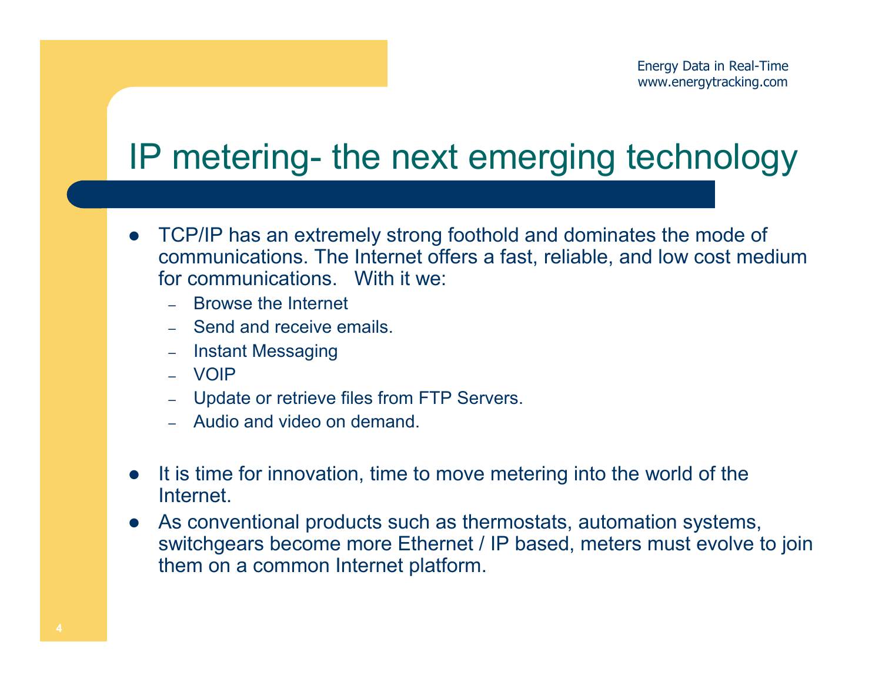# IP metering- the next emerging technology

- TCP/IP has an extremely strong foothold and dominates the mode of communications. The Internet offers a fast, reliable, and low cost medium for communications. With it we:
  - Browse the Internet
  - Send and receive emails.
  - Instant Messaging
  - VOIP
  - Update or retrieve files from FTP Servers.
  - Audio and video on demand.

- It is time for innovation, time to move metering into the world of the Internet.
- As conventional products such as thermostats, automation systems, switchgears become more Ethernet / IP based, meters must evolve to join them on a common Internet platform.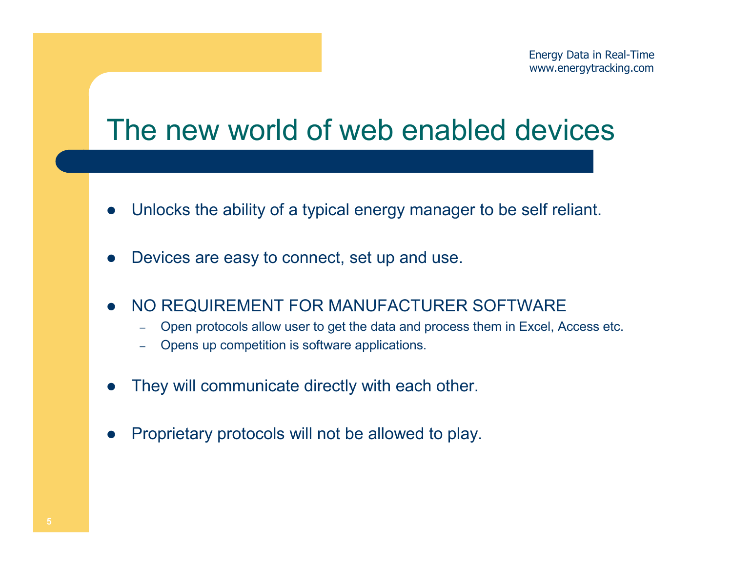# The new world of web enabled devices

- Unlocks the ability of a typical energy manager to be self reliant.
- Devices are easy to connect, set up and use.
- NO REQUIREMENT FOR MANUFACTURER SOFTWARE
  - Open protocols allow user to get the data and process them in Excel, Access etc.
  - Opens up competition is software applications.
- They will communicate directly with each other.
- Proprietary protocols will not be allowed to play.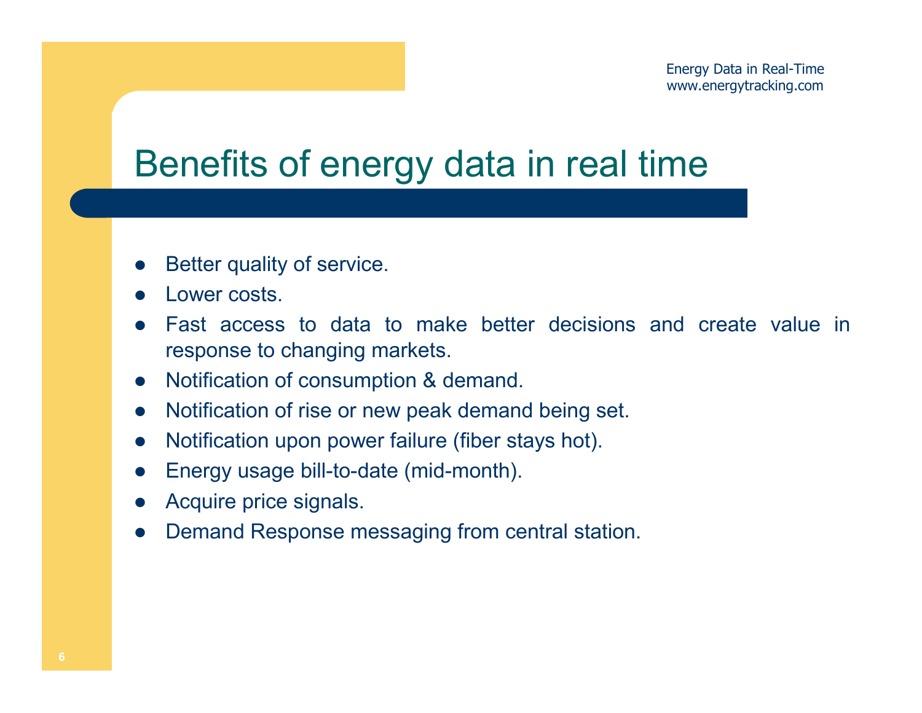# Benefits of energy data in real time

- Better quality of service.
- Lower costs.
- Fast access to data to make better decisions and create value in response to changing markets.
- Notification of consumption & demand.
- Notification of rise or new peak demand being set.
- Notification upon power failure (fiber stays hot).
- Energy usage bill-to-date (mid-month).
- Acquire price signals.
- Demand Response messaging from central station.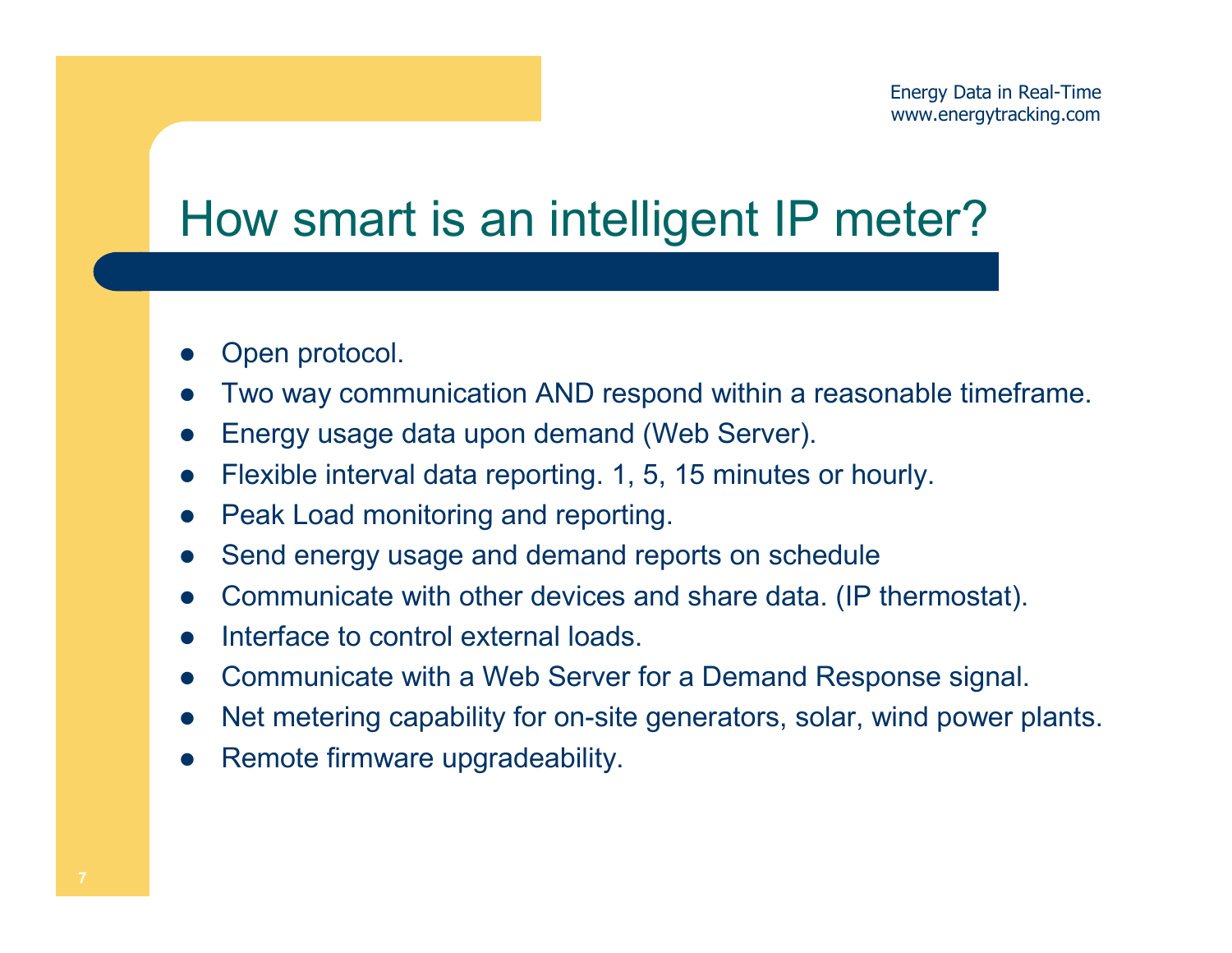# How smart is an intelligent IP meter?

- Open protocol.
- Two way communication AND respond within a reasonable timeframe.
- Energy usage data upon demand (Web Server).
- Flexible interval data reporting. 1, 5, 15 minutes or hourly.
- Peak Load monitoring and reporting.
- Send energy usage and demand reports on schedule
- Communicate with other devices and share data. (IP thermostat).
- Interface to control external loads.
- Communicate with a Web Server for a Demand Response signal.
- Net metering capability for on-site generators, solar, wind power plants.
- Remote firmware upgradeability.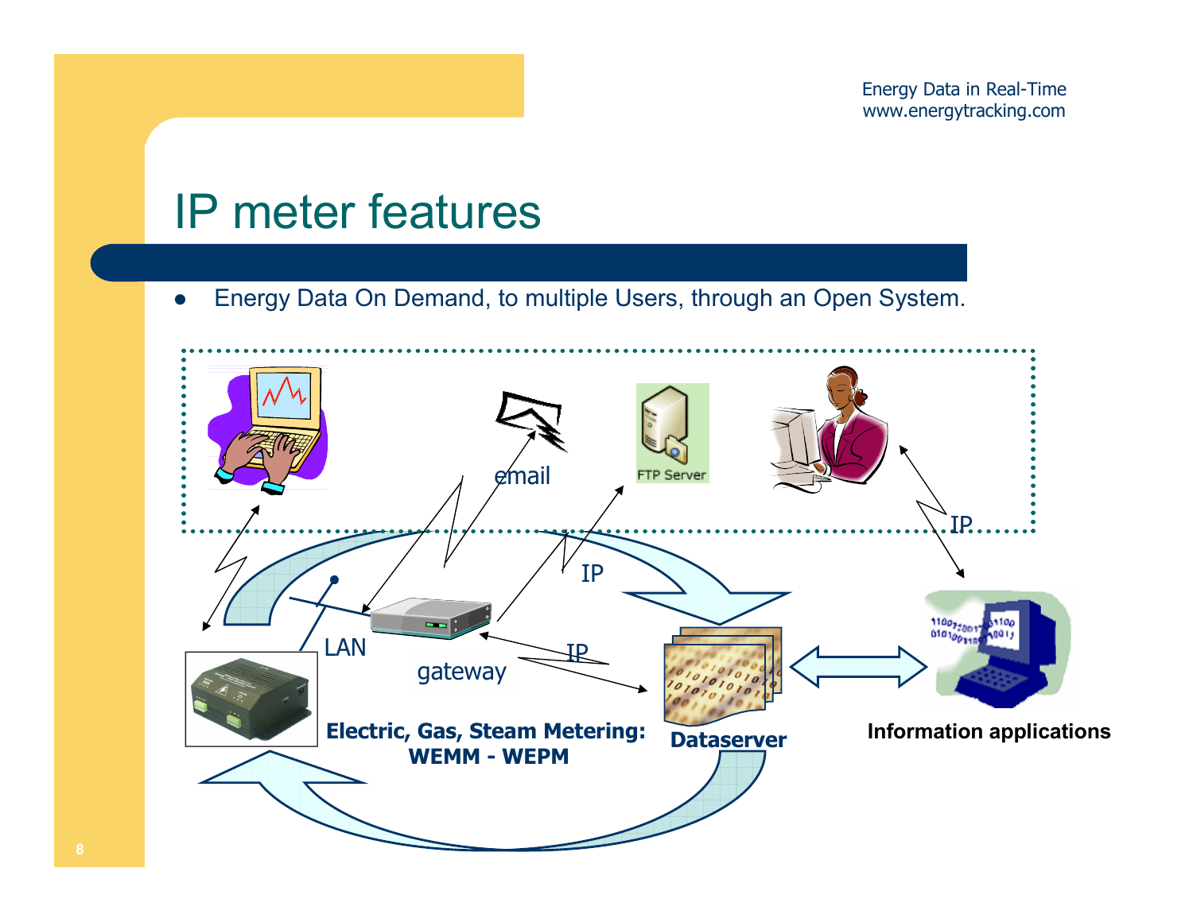# IP meter features

- Energy Data On Demand, to multiple Users, through an Open System.

email

FTP Server

IP

IP

IP

LAN

gateway

**Electric, Gas, Steam Metering: WEMM - WEPM**

**Dataserver**

**Information applications**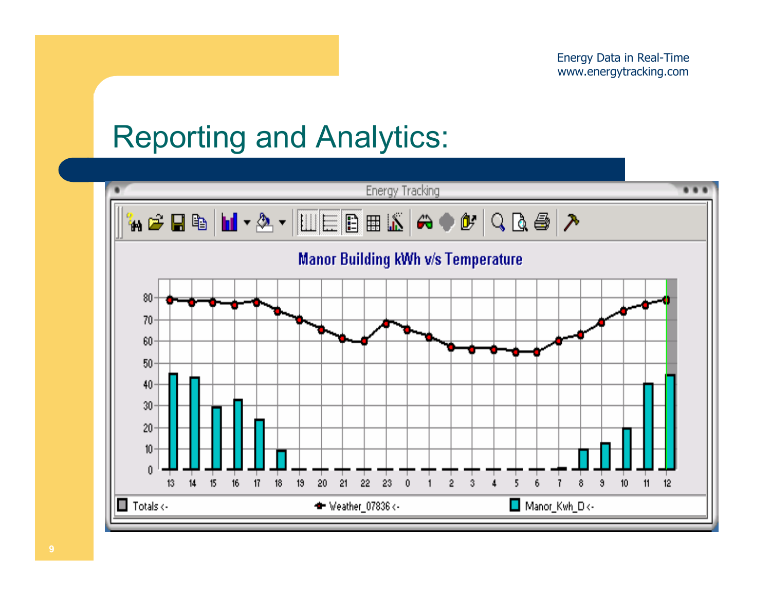# Reporting and Analytics: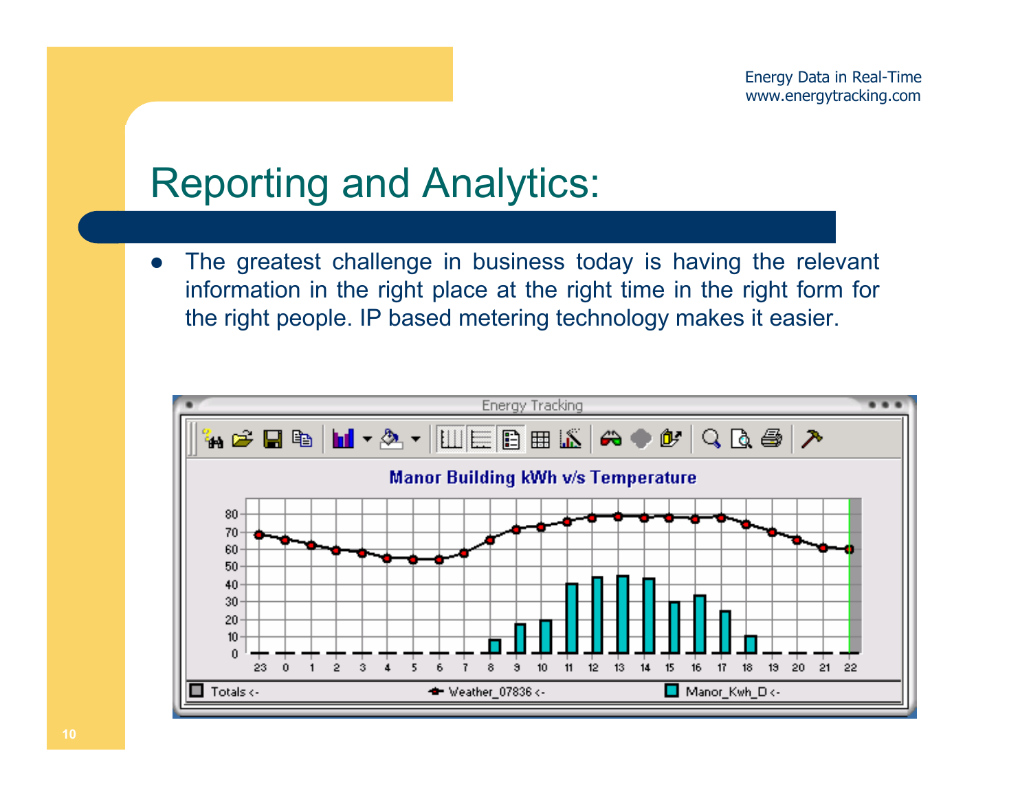# Reporting and Analytics:

- The greatest challenge in business today is having the relevant information in the right place at the right time in the right form for the right people. IP based metering technology makes it easier.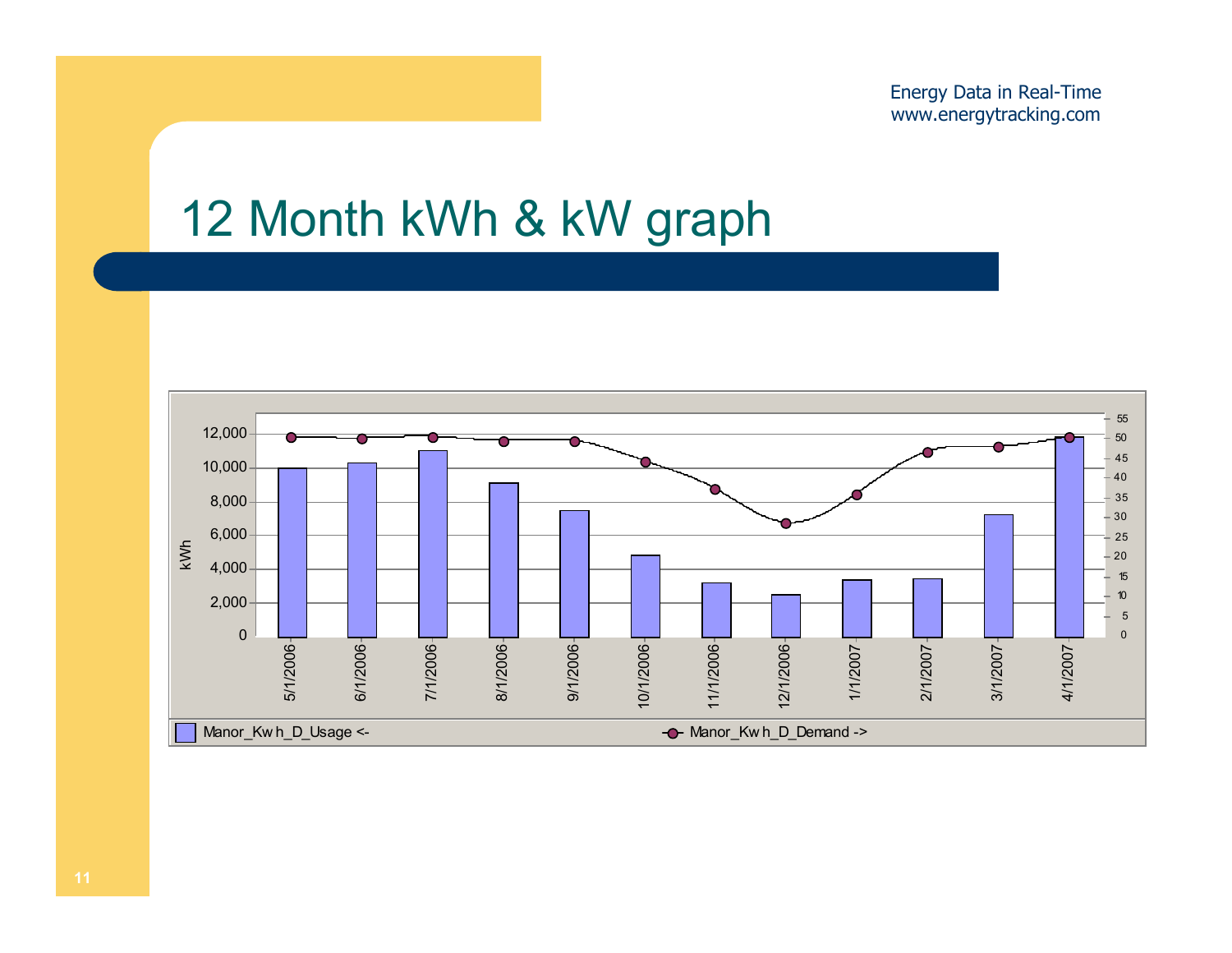Energy Data in Real-Time
www.energytracking.com

# 12 Month kWh & kW graph

kWh

| | 5/1/2006 | 6/1/2006 | 7/1/2006 | 8/1/2006 | 9/1/2006 | 10/1/2006 | 11/1/2006 | 12/1/2006 | 1/1/2007 | 2/1/2007 | 3/1/2007 | 4/1/2007 |
|---|---|---|---|---|---|---|---|---|---|---|---|---|

Manor_Kw h_D_Usage <-

Manor_Kw h_D_Demand ->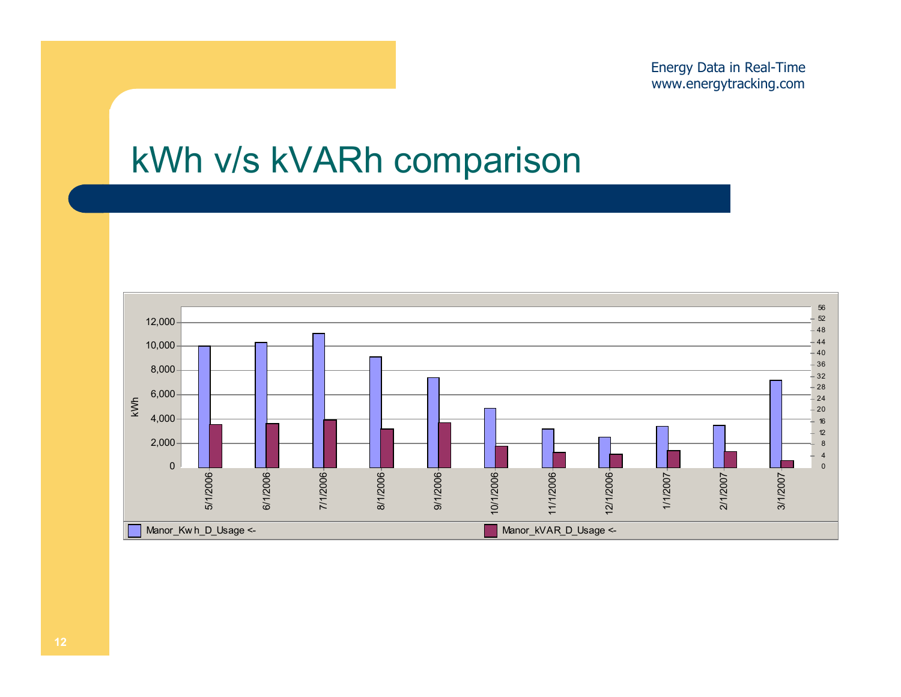# kWh v/s kVARh comparison

Energy Data in Real-Time
www.energytracking.com

kWh

12,000
10,000
8,000
6,000
4,000
2,000
0

56
52
48
44
40
36
32
28
24
20
16
12
8
4
0

5/1/2006 6/1/2006 7/1/2006 8/1/2006 9/1/2006 10/1/2006 11/1/2006 12/1/2006 1/1/2007 2/1/2007 3/1/2007

Manor_Kw h_D_Usage <-

Manor_kVAR_D_Usage <-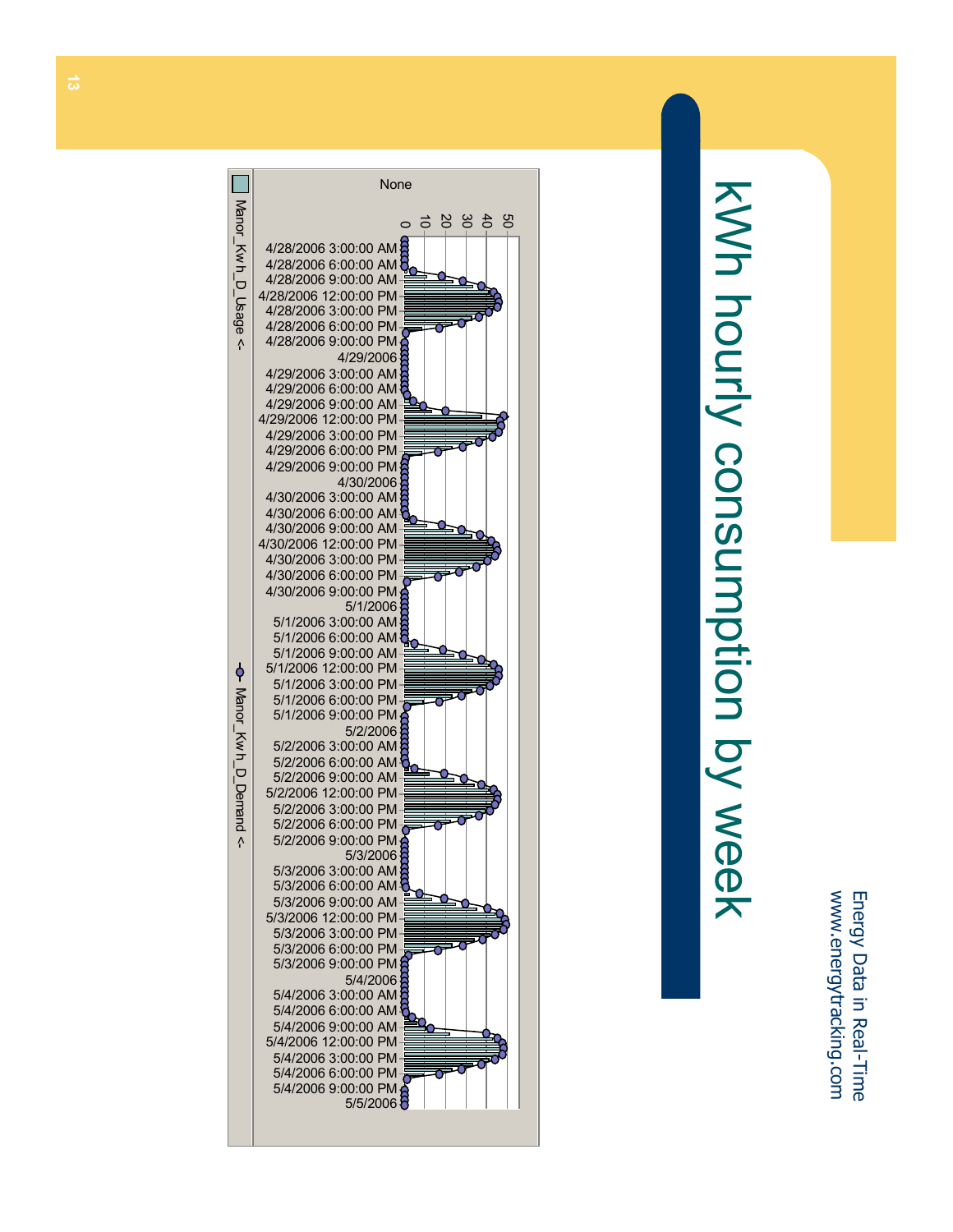Energy Data in Real-Time
www.energytracking.com

# kWh hourly consumption by week

None

0 10 20 30 40 50

4/28/2006 3:00:00 AM
4/28/2006 6:00:00 AM
4/28/2006 9:00:00 AM
4/28/2006 12:00:00 PM
4/28/2006 3:00:00 PM
4/28/2006 6:00:00 PM
4/28/2006 9:00:00 PM
4/29/2006
4/29/2006 3:00:00 AM
4/29/2006 6:00:00 AM
4/29/2006 9:00:00 AM
4/29/2006 12:00:00 PM
4/29/2006 3:00:00 PM
4/29/2006 6:00:00 PM
4/29/2006 9:00:00 PM
4/30/2006
4/30/2006 3:00:00 AM
4/30/2006 6:00:00 AM
4/30/2006 9:00:00 AM
4/30/2006 12:00:00 PM
4/30/2006 3:00:00 PM
4/30/2006 6:00:00 PM
4/30/2006 9:00:00 PM
5/1/2006
5/1/2006 3:00:00 AM
5/1/2006 6:00:00 AM
5/1/2006 9:00:00 AM
5/1/2006 12:00:00 PM
5/1/2006 3:00:00 PM
5/1/2006 6:00:00 PM
5/1/2006 9:00:00 PM
5/2/2006
5/2/2006 3:00:00 AM
5/2/2006 6:00:00 AM
5/2/2006 9:00:00 AM
5/2/2006 12:00:00 PM
5/2/2006 3:00:00 PM
5/2/2006 6:00:00 PM
5/2/2006 9:00:00 PM
5/3/2006
5/3/2006 3:00:00 AM
5/3/2006 6:00:00 AM
5/3/2006 9:00:00 AM
5/3/2006 12:00:00 PM
5/3/2006 3:00:00 PM
5/3/2006 6:00:00 PM
5/3/2006 9:00:00 PM
5/4/2006
5/4/2006 3:00:00 AM
5/4/2006 6:00:00 AM
5/4/2006 9:00:00 AM
5/4/2006 12:00:00 PM
5/4/2006 3:00:00 PM
5/4/2006 6:00:00 PM
5/4/2006 9:00:00 PM
5/5/2006

Manor_Kwh_D_Usage <-

Manor_Kwh_D_Demand <-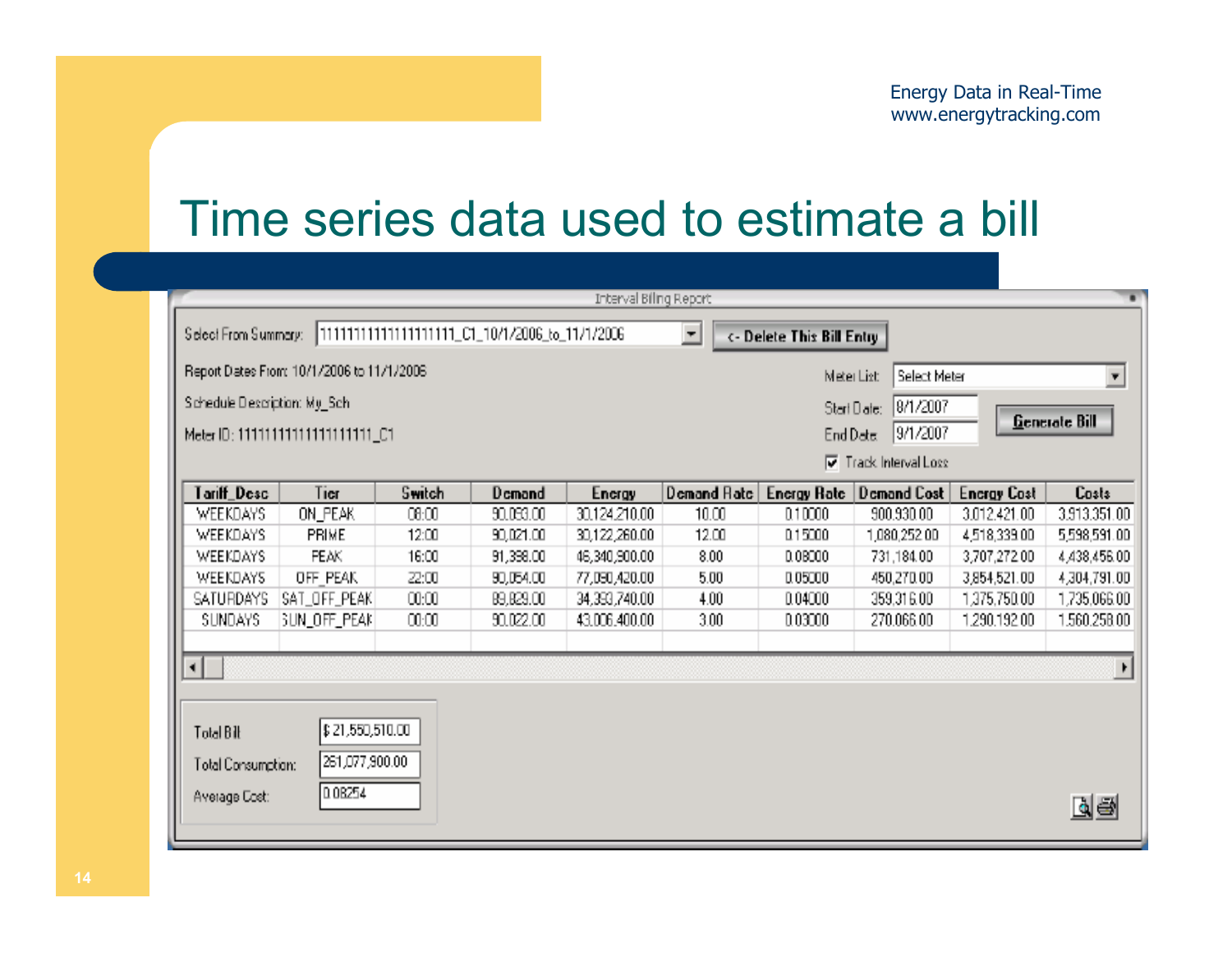# Time series data used to estimate a bill

Interval Billing Report

Select From Summary: 11111111111111111111_C1_10/1/2006_to_11/1/2006 | <- Delete This Bill Entry

Report Dates From: 10/1/2006 to 11/1/2006

Schedule Description: My_Sch

Meter ID: 11111111111111111111_C1

Meter List: Select Meter

Start Date: 8/1/2007

End Date: 9/1/2007

Generate Bill

☑ Track Interval Loss

| Tariff_Desc | Tier | Switch | Demand | Energy | Demand Rate | Energy Rate | Demand Cost | Energy Cost | Costs |
|---|---|---|---|---|---|---|---|---|---|
| WEEKDAYS | ON_PEAK | 08:00 | 90,093.00 | 30,124,210.00 | 10.00 | 0.10000 | 900,930.00 | 3,012,421.00 | 3,913,351.00 |
| WEEKDAYS | PRIME | 12:00 | 90,021.00 | 30,122,260.00 | 12.00 | 0.15000 | 1,080,252.00 | 4,518,339.00 | 5,598,591.00 |
| WEEKDAYS | PEAK | 16:00 | 91,398.00 | 46,340,900.00 | 8.00 | 0.08000 | 731,184.00 | 3,707,272.00 | 4,438,456.00 |
| WEEKDAYS | OFF_PEAK | 22:00 | 90,054.00 | 77,090,420.00 | 5.00 | 0.05000 | 450,270.00 | 3,854,521.00 | 4,304,791.00 |
| SATURDAYS | SAT_OFF_PEAK | 00:00 | 89,829.00 | 34,393,740.00 | 4.00 | 0.04000 | 359,316.00 | 1,375,750.00 | 1,735,066.00 |
| SUNDAYS | SUN_OFF_PEAK | 00:00 | 90,022.00 | 43,006,400.00 | 3.00 | 0.03000 | 270,066.00 | 1,290,192.00 | 1,560,258.00 |

Total Bill: $ 21,550,510.00

Total Consumption: 261,077,900.00

Average Cost: 0.08254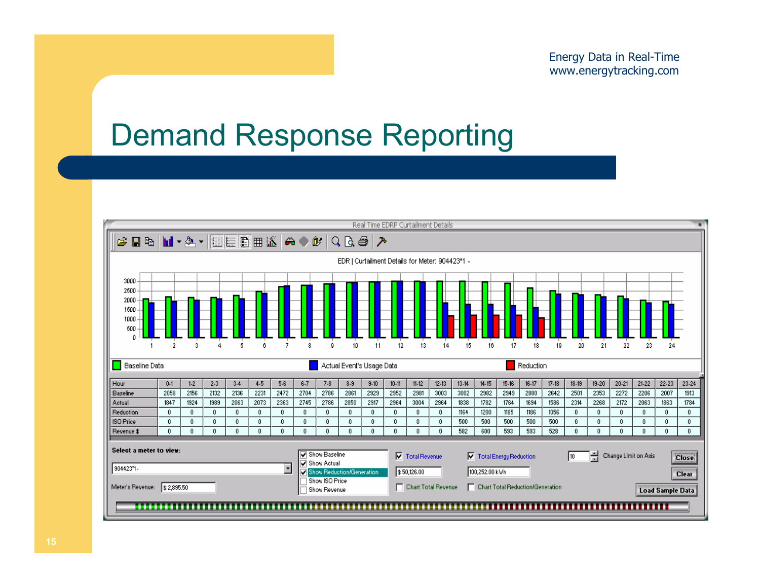Energy Data in Real-Time
www.energytracking.com

# Demand Response Reporting

Real Time EDRP Curtailment Details

EDR | Curtailment Details for Meter: 904423*1 -

Baseline Data | Actual Event's Usage Data | Reduction

| Hour | 0-1 | 1-2 | 2-3 | 3-4 | 4-5 | 5-6 | 6-7 | 7-8 | 8-9 | 9-10 | 10-11 | 11-12 | 12-13 | 13-14 | 14-15 | 15-16 | 16-17 | 17-18 | 18-19 | 19-20 | 20-21 | 21-22 | 22-23 | 23-24 |
|---|---|---|---|---|---|---|---|---|---|---|---|---|---|---|---|---|---|---|---|---|---|---|---|---|
| Baseline | 2058 | 2156 | 2132 | 2136 | 2231 | 2472 | 2704 | 2786 | 2861 | 2929 | 2952 | 2981 | 3003 | 3002 | 2982 | 2949 | 2880 | 2642 | 2501 | 2353 | 2272 | 2206 | 2007 | 1913 |
| Actual | 1847 | 1924 | 1989 | 2063 | 2073 | 2363 | 2745 | 2786 | 2850 | 2917 | 2964 | 3004 | 2964 | 1838 | 1782 | 1764 | 1694 | 1586 | 2314 | 2268 | 2172 | 2063 | 1863 | 1784 |
| Reduction | 0 | 0 | 0 | 0 | 0 | 0 | 0 | 0 | 0 | 0 | 0 | 0 | 0 | 1164 | 1200 | 1185 | 1186 | 1056 | 0 | 0 | 0 | 0 | 0 | 0 |
| ISO Price | 0 | 0 | 0 | 0 | 0 | 0 | 0 | 0 | 0 | 0 | 0 | 0 | 0 | 500 | 500 | 500 | 500 | 500 | 0 | 0 | 0 | 0 | 0 | 0 |
| Revenue $ | 0 | 0 | 0 | 0 | 0 | 0 | 0 | 0 | 0 | 0 | 0 | 0 | 0 | 582 | 600 | 593 | 593 | 528 | 0 | 0 | 0 | 0 | 0 | 0 |

Select a meter to view: 904423*1 -

Meter's Revenue: $ 2,895.50

- [x] Show Baseline
- [x] Show Actual
- [x] Show Reduction/Generation
- [ ] Show ISO Price
- [ ] Show Revenue

- [x] Total Revenue: $ 50,126.00
- [x] Total Energy Reduction: 100,252.00 kWh
- [ ] Chart Total Revenue
- [ ] Chart Total Reduction/Generation

10 Change Limit on Axis

Close | Clear | Load Sample Data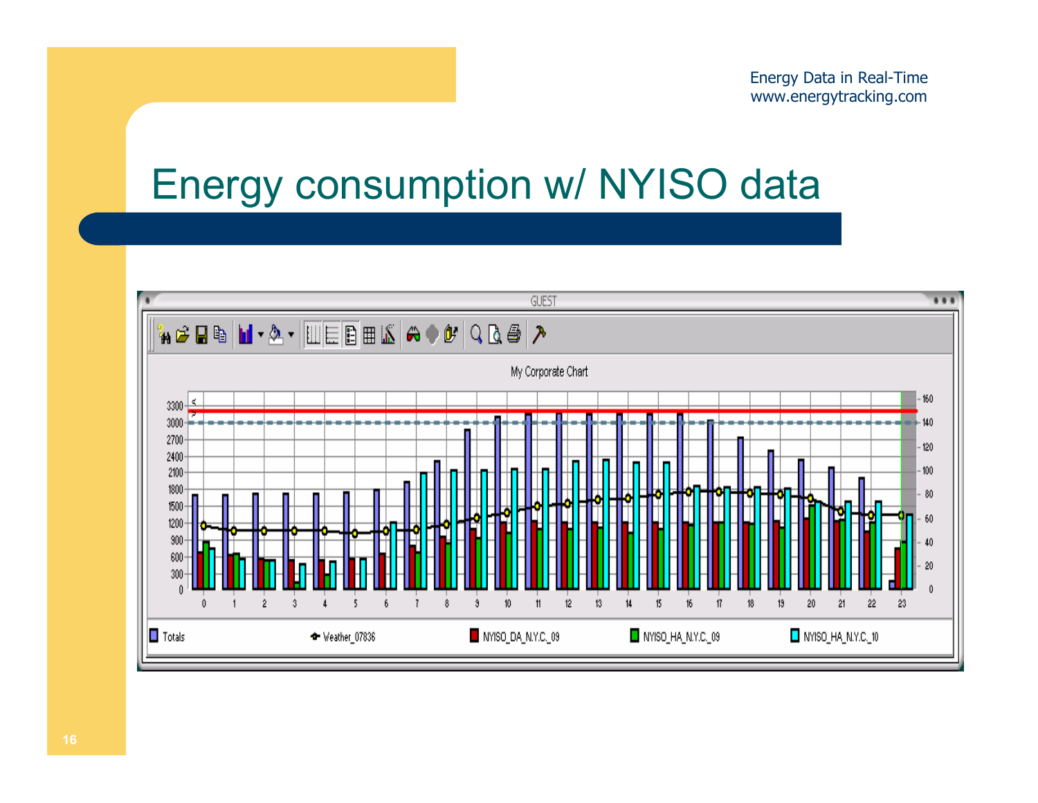Energy Data in Real-Time
www.energytracking.com

# Energy consumption w/ NYISO data

GUEST

My Corporate Chart

Totals | Weather_07836 | NYISO_DA_N.Y.C._09 | NYISO_HA_N.Y.C._09 | NYISO_HA_N.Y.C._10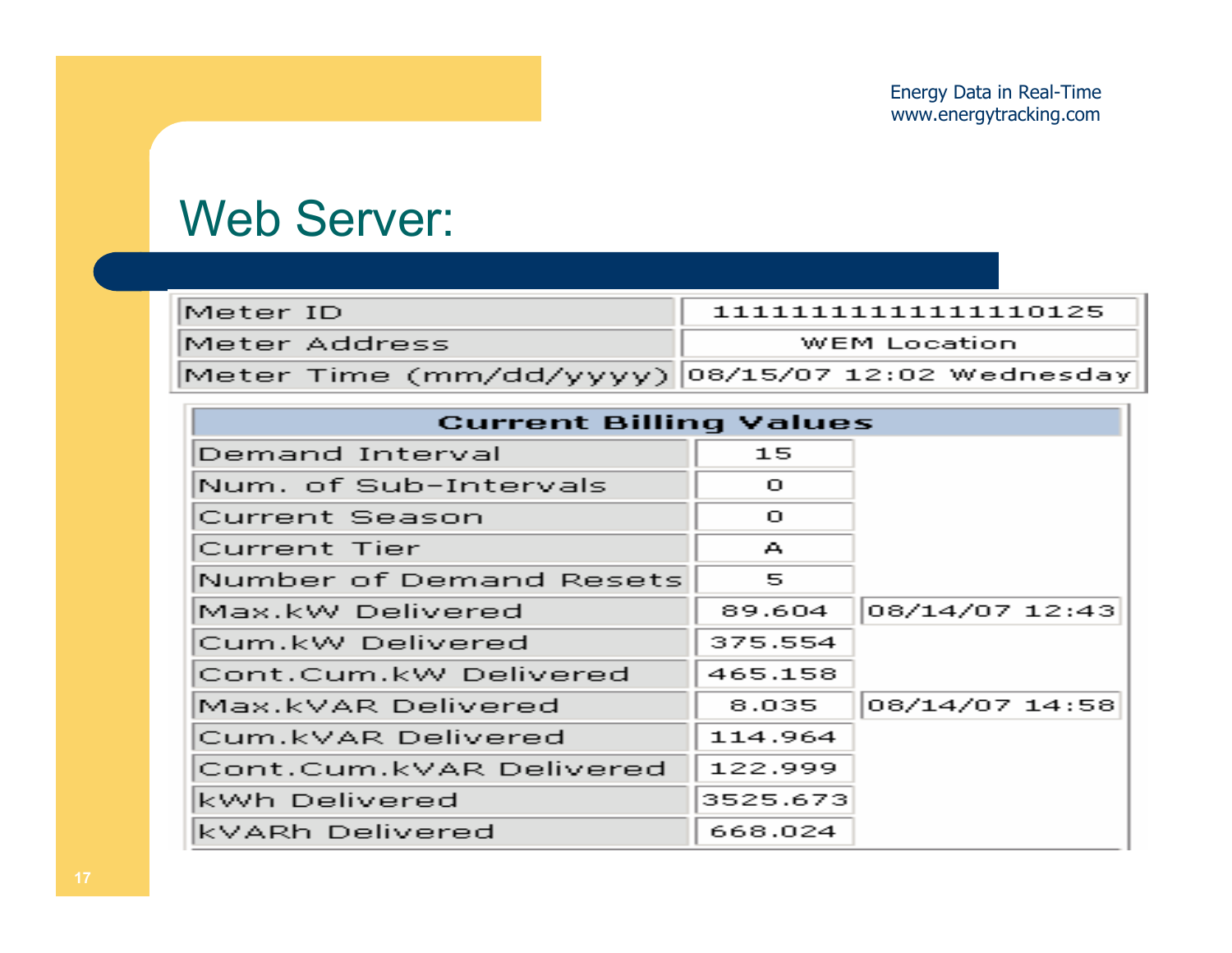Energy Data in Real-Time
www.energytracking.com

# Web Server:

| Meter ID | 11111111111111110125 |
|---|---|
| Meter Address | WEM Location |
| Meter Time (mm/dd/yyyy) | 08/15/07 12:02 Wednesday |

| Current Billing Values | | |
|---|---|---|
| Demand Interval | 15 | |
| Num. of Sub-Intervals | 0 | |
| Current Season | 0 | |
| Current Tier | A | |
| Number of Demand Resets | 5 | |
| Max.kW Delivered | 89.604 | 08/14/07 12:43 |
| Cum.kW Delivered | 375.554 | |
| Cont.Cum.kW Delivered | 465.158 | |
| Max.kVAR Delivered | 8.035 | 08/14/07 14:58 |
| Cum.kVAR Delivered | 114.964 | |
| Cont.Cum.kVAR Delivered | 122.999 | |
| kWh Delivered | 3525.673 | |
| kVARh Delivered | 668.024 | |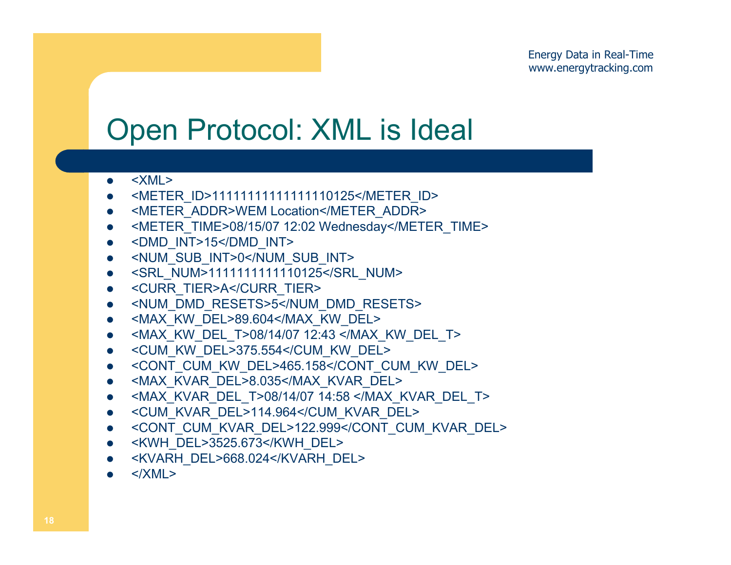# Open Protocol: XML is Ideal

- <XML>
- <METER_ID>11111111111111110125</METER_ID>
- <METER_ADDR>WEM Location</METER_ADDR>
- <METER_TIME>08/15/07 12:02 Wednesday</METER_TIME>
- <DMD_INT>15</DMD_INT>
- <NUM_SUB_INT>0</NUM_SUB_INT>
- <SRL_NUM>1111111111110125</SRL_NUM>
- <CURR_TIER>A</CURR_TIER>
- <NUM_DMD_RESETS>5</NUM_DMD_RESETS>
- <MAX_KW_DEL>89.604</MAX_KW_DEL>
- <MAX_KW_DEL_T>08/14/07 12:43 </MAX_KW_DEL_T>
- <CUM_KW_DEL>375.554</CUM_KW_DEL>
- <CONT_CUM_KW_DEL>465.158</CONT_CUM_KW_DEL>
- <MAX_KVAR_DEL>8.035</MAX_KVAR_DEL>
- <MAX_KVAR_DEL_T>08/14/07 14:58 </MAX_KVAR_DEL_T>
- <CUM_KVAR_DEL>114.964</CUM_KVAR_DEL>
- <CONT_CUM_KVAR_DEL>122.999</CONT_CUM_KVAR_DEL>
- <KWH_DEL>3525.673</KWH_DEL>
- <KVARH_DEL>668.024</KVARH_DEL>
- </XML>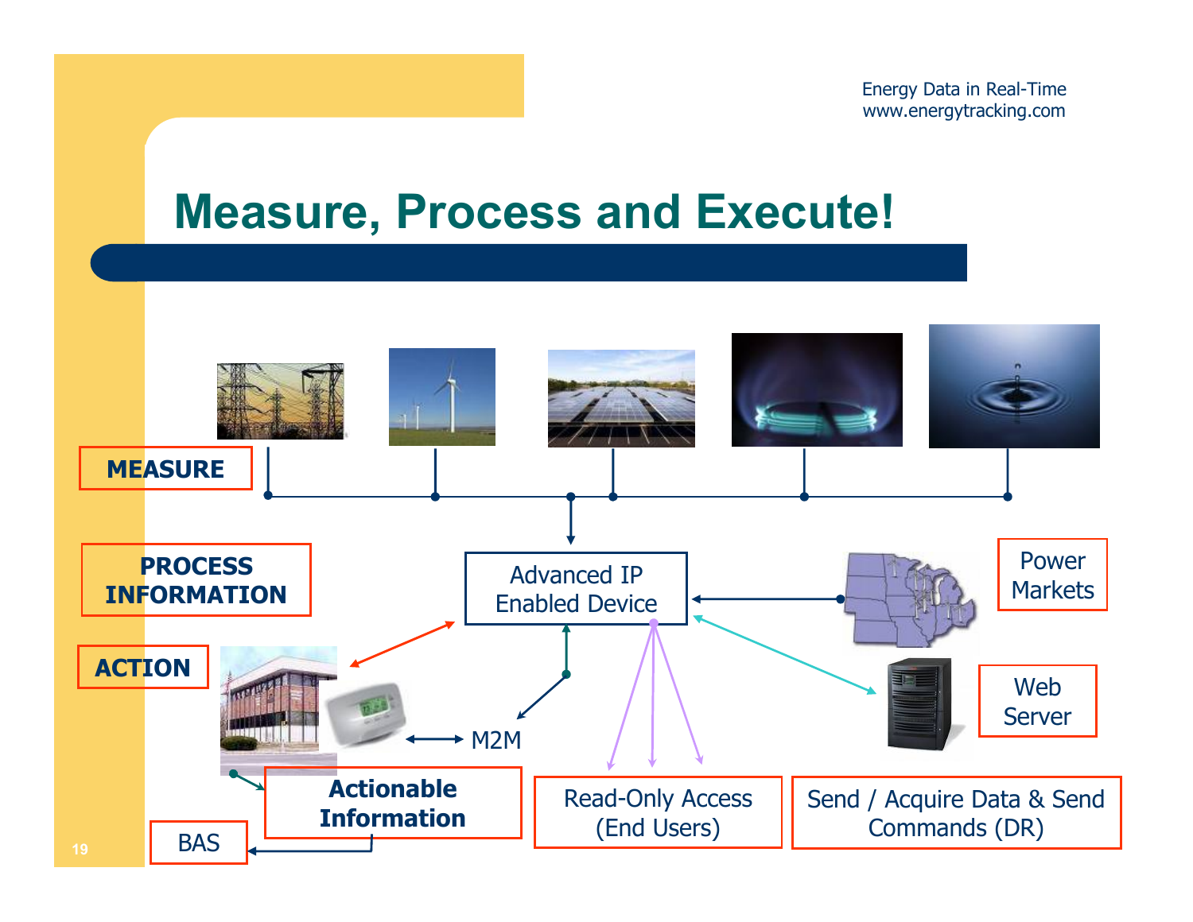Energy Data in Real-Time
www.energytracking.com

# Measure, Process and Execute!

MEASURE

PROCESS INFORMATION

ACTION

Advanced IP Enabled Device

Power Markets

Web Server

M2M

Actionable Information

BAS

Read-Only Access (End Users)

Send / Acquire Data & Send Commands (DR)